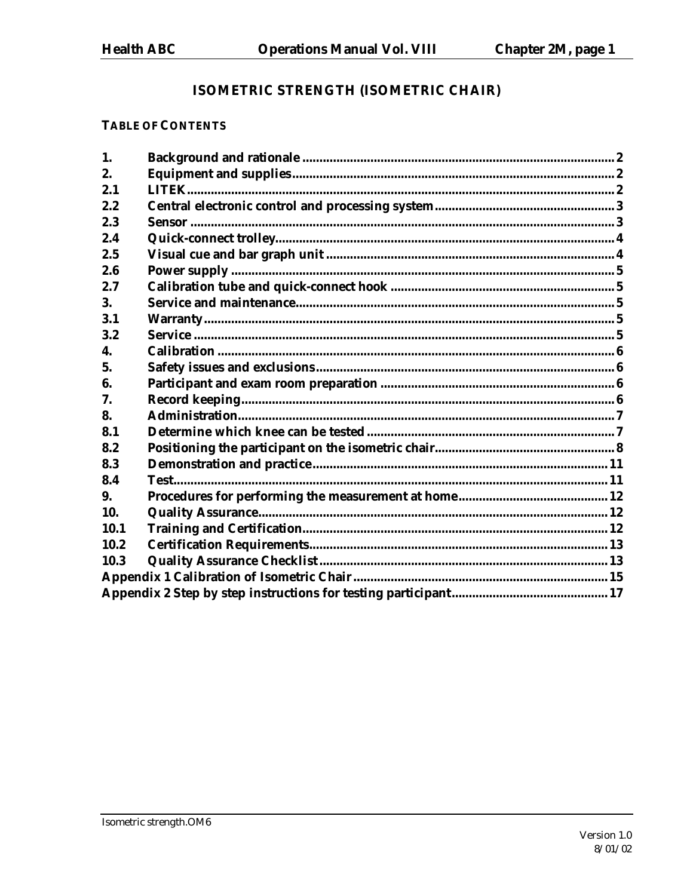# ISOMETRIC STRENGTH (ISOMETRIC CHAIR)

**TABLE OF CONTENTS**

| | | |
|---|---|---|
| 1. | Background and rationale | 2 |
| 2. | Equipment and supplies | 2 |
| 2.1 | LITEK | 2 |
| 2.2 | Central electronic control and processing system | 3 |
| 2.3 | Sensor | 3 |
| 2.4 | Quick-connect trolley | 4 |
| 2.5 | Visual cue and bar graph unit | 4 |
| 2.6 | Power supply | 5 |
| 2.7 | Calibration tube and quick-connect hook | 5 |
| 3. | Service and maintenance | 5 |
| 3.1 | Warranty | 5 |
| 3.2 | Service | 5 |
| 4. | Calibration | 6 |
| 5. | Safety issues and exclusions | 6 |
| 6. | Participant and exam room preparation | 6 |
| 7. | Record keeping | 6 |
| 8. | Administration | 7 |
| 8.1 | Determine which knee can be tested | 7 |
| 8.2 | Positioning the participant on the isometric chair | 8 |
| 8.3 | Demonstration and practice | 11 |
| 8.4 | Test | 11 |
| 9. | Procedures for performing the measurement at home | 12 |
| 10. | Quality Assurance | 12 |
| 10.1 | Training and Certification | 12 |
| 10.2 | Certification Requirements | 13 |
| 10.3 | Quality Assurance Checklist | 13 |
| | Appendix 1 Calibration of Isometric Chair | 15 |
| | Appendix 2 Step by step instructions for testing participant | 17 |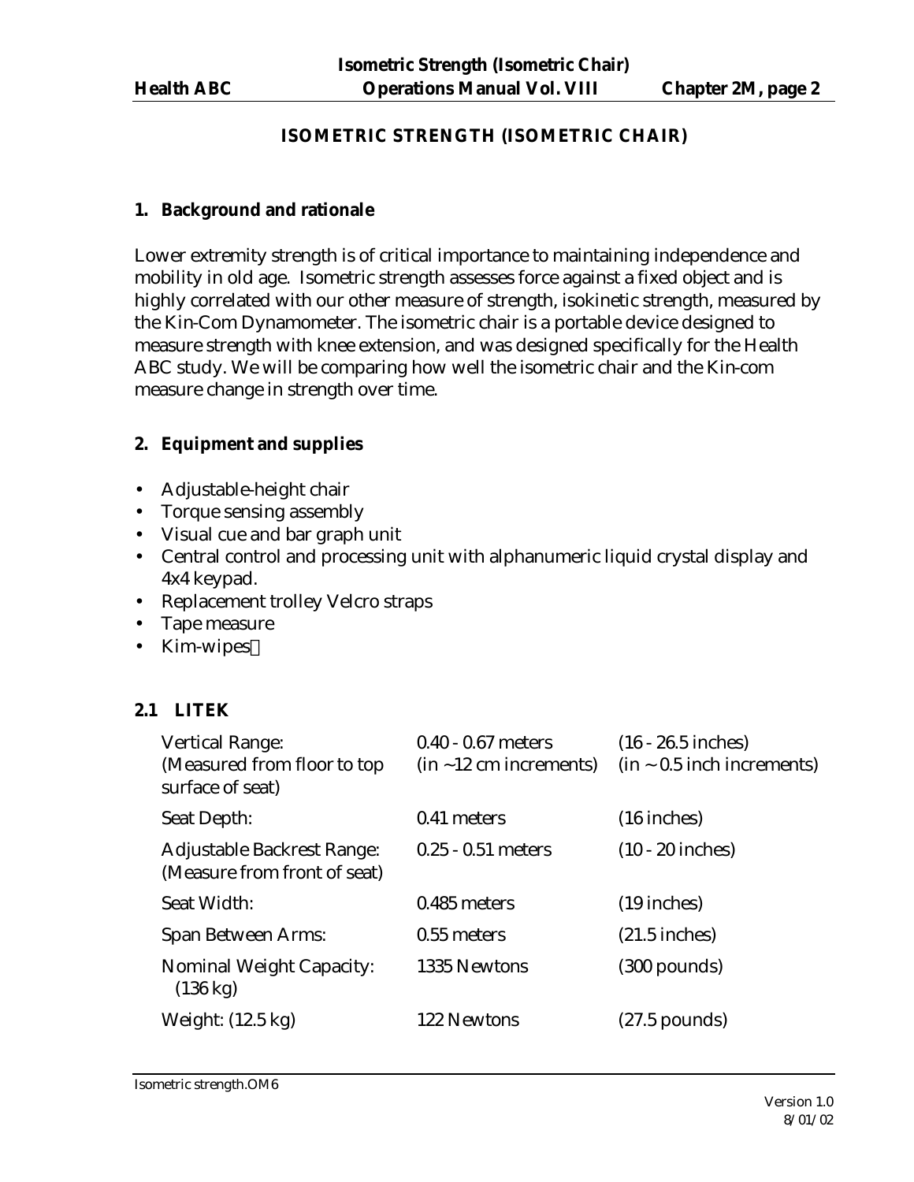# ISOMETRIC STRENGTH (ISOMETRIC CHAIR)

## 1. Background and rationale

Lower extremity strength is of critical importance to maintaining independence and mobility in old age. Isometric strength assesses force against a fixed object and is highly correlated with our other measure of strength, isokinetic strength, measured by the Kin-Com Dynamometer. The isometric chair is a portable device designed to measure strength with knee extension, and was designed specifically for the Health ABC study. We will be comparing how well the isometric chair and the Kin-com measure change in strength over time.

## 2. Equipment and supplies

- Adjustable-height chair
- Torque sensing assembly
- Visual cue and bar graph unit
- Central control and processing unit with alphanumeric liquid crystal display and 4x4 keypad.
- Replacement trolley Velcro straps
- Tape measure
- Kim-wipes

### 2.1 LITEK

| | | |
|---|---|---|
| Vertical Range: (Measured from floor to top surface of seat) | 0.40 - 0.67 meters (in ~12 cm increments) | (16 - 26.5 inches) (in ~ 0.5 inch increments) |
| Seat Depth: | 0.41 meters | (16 inches) |
| Adjustable Backrest Range: (Measure from front of seat) | 0.25 - 0.51 meters | (10 - 20 inches) |
| Seat Width: | 0.485 meters | (19 inches) |
| Span Between Arms: | 0.55 meters | (21.5 inches) |
| Nominal Weight Capacity: (136 kg) | 1335 Newtons | (300 pounds) |
| Weight: (12.5 kg) | 122 Newtons | (27.5 pounds) |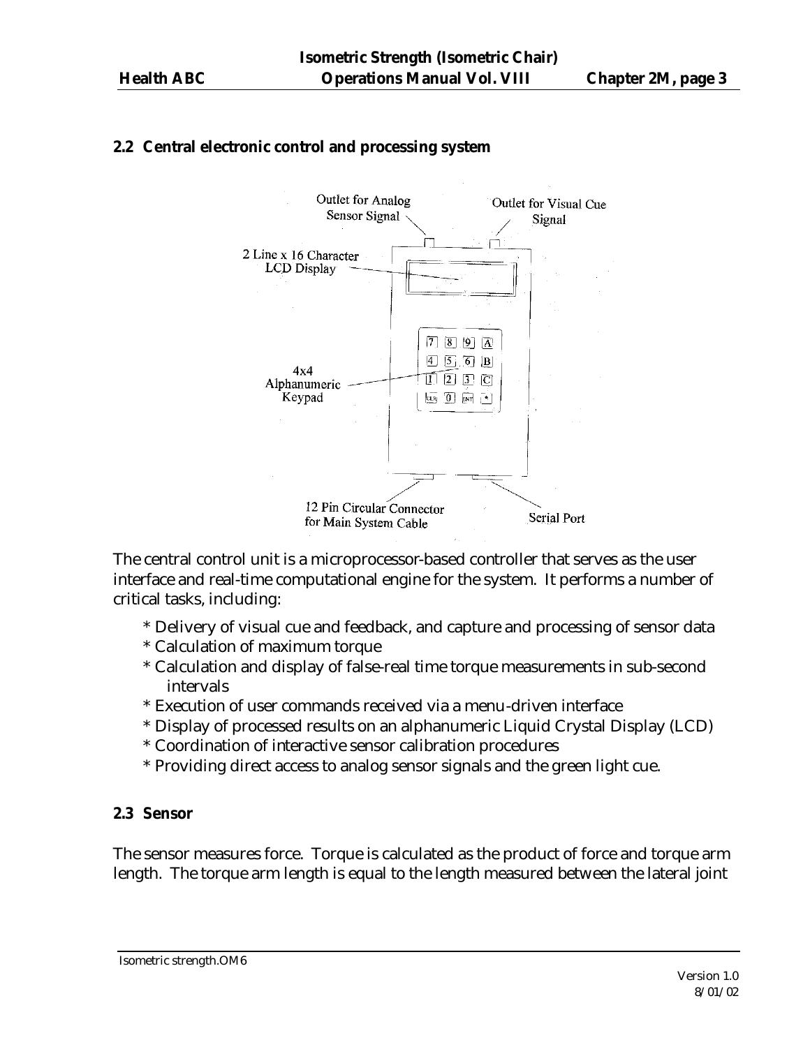## 2.2 Central electronic control and processing system

The central control unit is a microprocessor-based controller that serves as the user interface and real-time computational engine for the system. It performs a number of critical tasks, including:

* Delivery of visual cue and feedback, and capture and processing of sensor data
* Calculation of maximum torque
* Calculation and display of false-real time torque measurements in sub-second intervals
* Execution of user commands received via a menu-driven interface
* Display of processed results on an alphanumeric Liquid Crystal Display (LCD)
* Coordination of interactive sensor calibration procedures
* Providing direct access to analog sensor signals and the green light cue.

## 2.3 Sensor

The sensor measures force. Torque is calculated as the product of force and torque arm length. The torque arm length is equal to the length measured between the lateral joint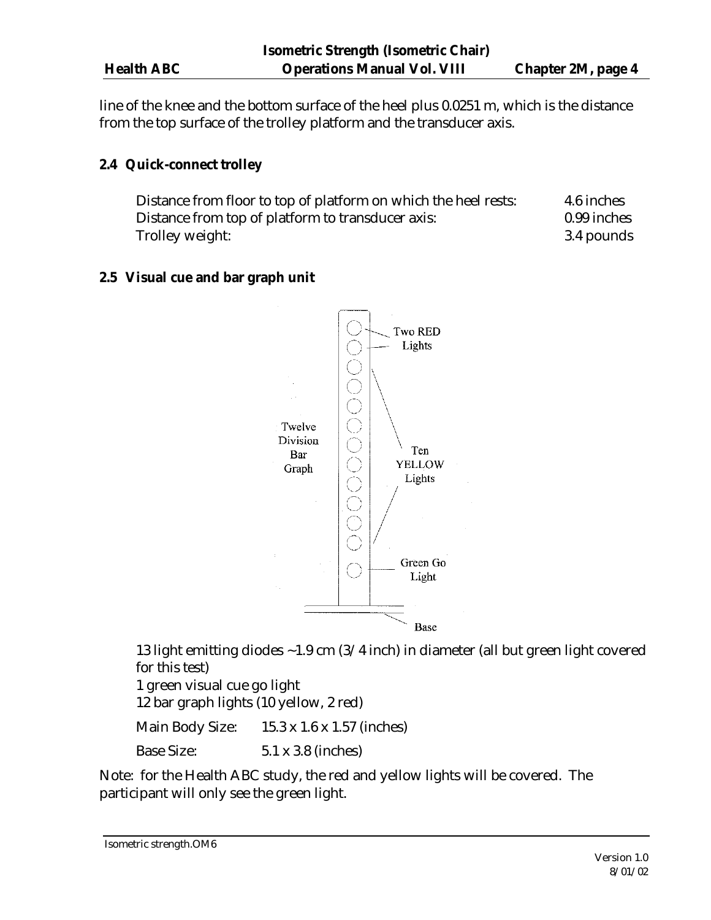line of the knee and the bottom surface of the heel plus 0.0251 m, which is the distance from the top surface of the trolley platform and the transducer axis.

### 2.4 Quick-connect trolley

| | |
|---|---|
| Distance from floor to top of platform on which the heel rests: | 4.6 inches |
| Distance from top of platform to transducer axis: | 0.99 inches |
| Trolley weight: | 3.4 pounds |

### 2.5 Visual cue and bar graph unit

Two RED Lights

Twelve Division Bar Graph

Ten YELLOW Lights

Green Go Light

Base

13 light emitting diodes ~1.9 cm (3/4 inch) in diameter (all but green light covered for this test)

1 green visual cue go light

12 bar graph lights (10 yellow, 2 red)

Main Body Size: 15.3 x 1.6 x 1.57 (inches)

Base Size: 5.1 x 3.8 (inches)

Note: for the Health ABC study, the red and yellow lights will be covered. The participant will only see the green light.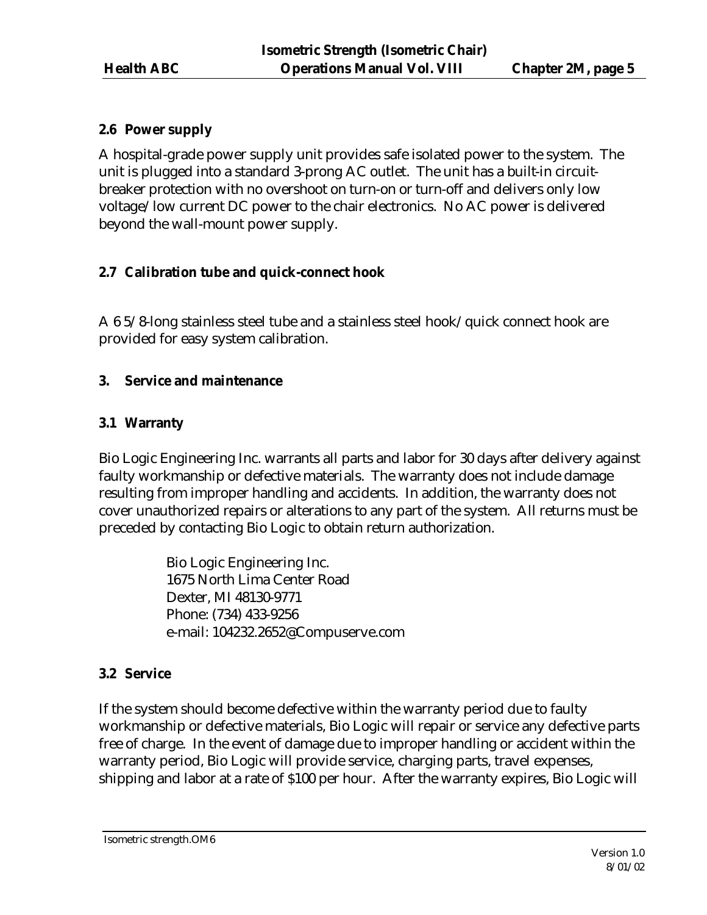## 2.6 Power supply

A hospital-grade power supply unit provides safe isolated power to the system. The unit is plugged into a standard 3-prong AC outlet. The unit has a built-in circuit-breaker protection with no overshoot on turn-on or turn-off and delivers only low voltage/low current DC power to the chair electronics. No AC power is delivered beyond the wall-mount power supply.

## 2.7 Calibration tube and quick-connect hook

A 6 5/8-long stainless steel tube and a stainless steel hook/quick connect hook are provided for easy system calibration.

# 3. Service and maintenance

## 3.1 Warranty

Bio Logic Engineering Inc. warrants all parts and labor for 30 days after delivery against faulty workmanship or defective materials. The warranty does not include damage resulting from improper handling and accidents. In addition, the warranty does not cover unauthorized repairs or alterations to any part of the system. All returns must be preceded by contacting Bio Logic to obtain return authorization.

> Bio Logic Engineering Inc.
> 1675 North Lima Center Road
> Dexter, MI 48130-9771
> Phone: (734) 433-9256
> e-mail: 104232.2652@Compuserve.com

## 3.2 Service

If the system should become defective within the warranty period due to faulty workmanship or defective materials, Bio Logic will repair or service any defective parts free of charge. In the event of damage due to improper handling or accident within the warranty period, Bio Logic will provide service, charging parts, travel expenses, shipping and labor at a rate of $100 per hour. After the warranty expires, Bio Logic will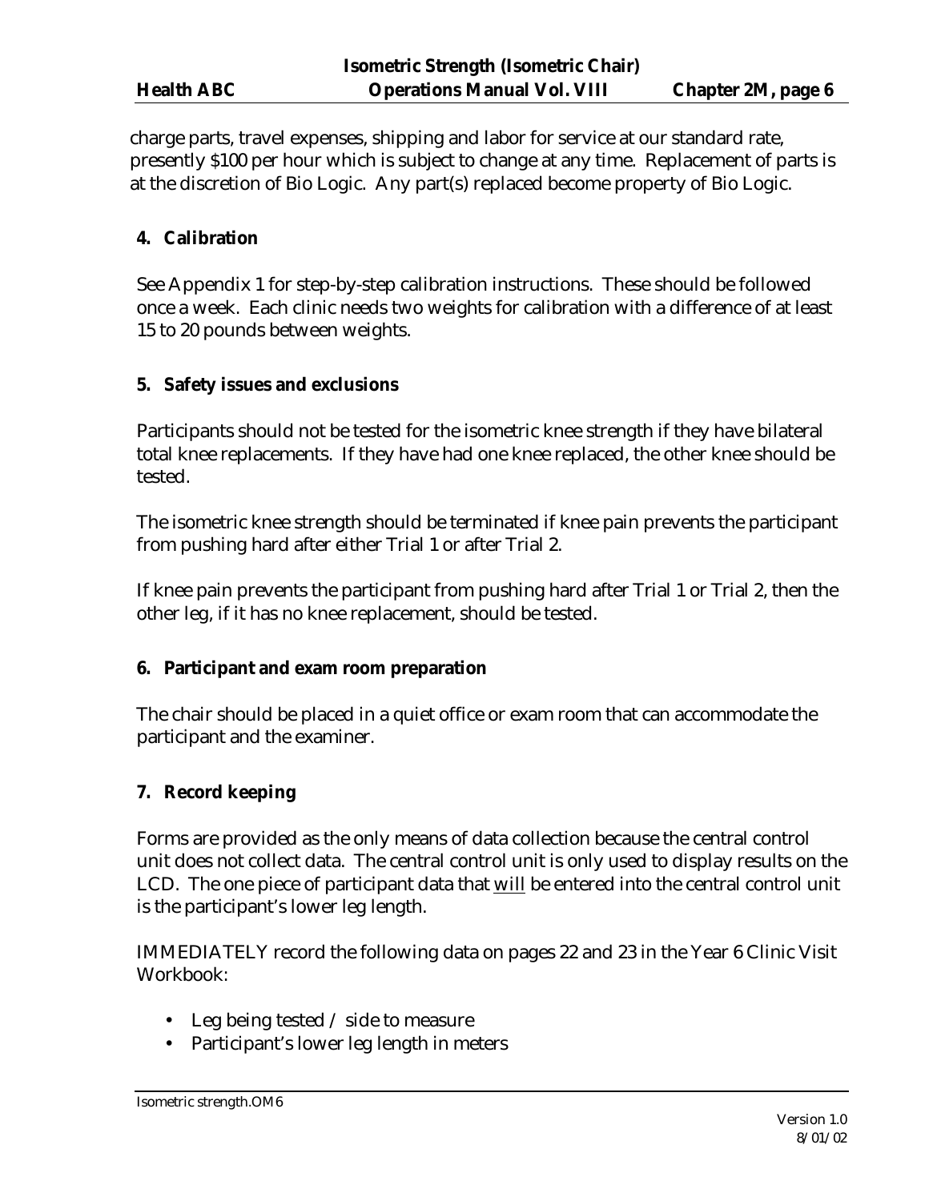charge parts, travel expenses, shipping and labor for service at our standard rate, presently $100 per hour which is subject to change at any time. Replacement of parts is at the discretion of Bio Logic. Any part(s) replaced become property of Bio Logic.

## 4. Calibration

See Appendix 1 for step-by-step calibration instructions. These should be followed once a week. Each clinic needs two weights for calibration with a difference of at least 15 to 20 pounds between weights.

## 5. Safety issues and exclusions

Participants should not be tested for the isometric knee strength if they have bilateral total knee replacements. If they have had one knee replaced, the other knee should be tested.

The isometric knee strength should be terminated if knee pain prevents the participant from pushing hard after either Trial 1 or after Trial 2.

If knee pain prevents the participant from pushing hard after Trial 1 or Trial 2, then the other leg, if it has no knee replacement, should be tested.

## 6. Participant and exam room preparation

The chair should be placed in a quiet office or exam room that can accommodate the participant and the examiner.

## 7. Record keeping

Forms are provided as the only means of data collection because the central control unit does not collect data. The central control unit is only used to display results on the LCD. The one piece of participant data that <u>will</u> be entered into the central control unit is the participant's lower leg length.

IMMEDIATELY record the following data on pages 22 and 23 in the Year 6 Clinic Visit Workbook:

- Leg being tested / side to measure
- Participant's lower leg length in meters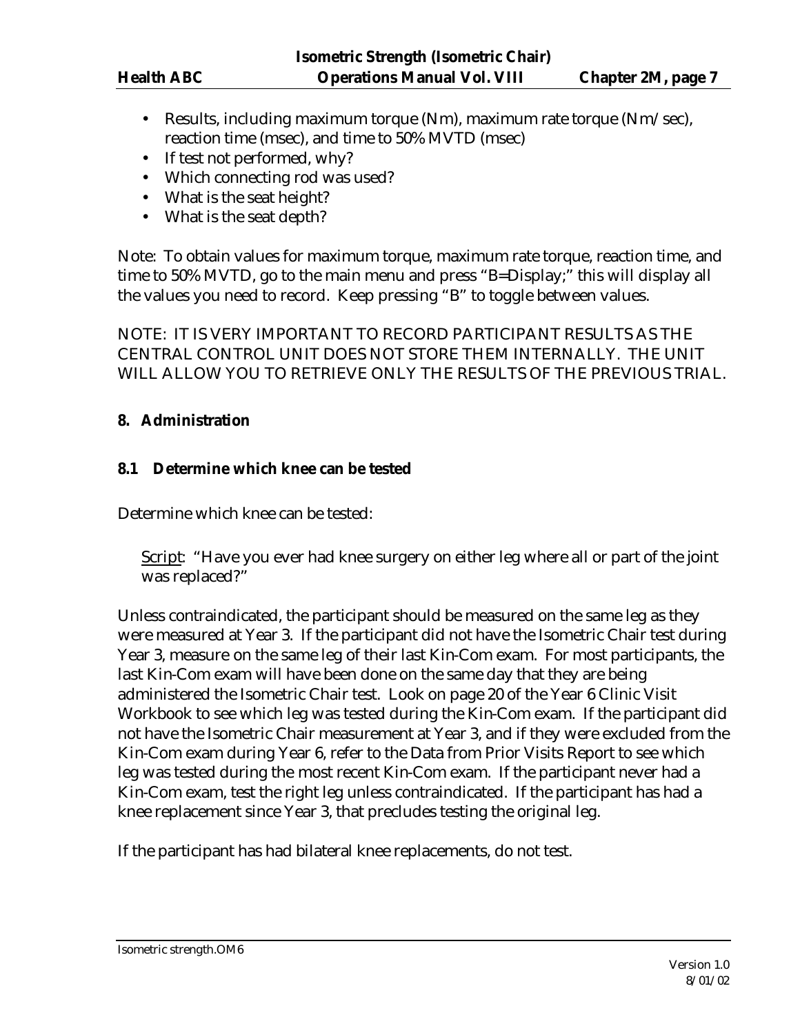- Results, including maximum torque (Nm), maximum rate torque (Nm/sec), reaction time (msec), and time to 50% MVTD (msec)
- If test not performed, why?
- Which connecting rod was used?
- What is the seat height?
- What is the seat depth?

Note: To obtain values for maximum torque, maximum rate torque, reaction time, and time to 50% MVTD, go to the main menu and press "B=Display;" this will display all the values you need to record. Keep pressing "B" to toggle between values.

NOTE: IT IS VERY IMPORTANT TO RECORD PARTICIPANT RESULTS AS THE CENTRAL CONTROL UNIT DOES NOT STORE THEM INTERNALLY. THE UNIT WILL ALLOW YOU TO RETRIEVE ONLY THE RESULTS OF THE PREVIOUS TRIAL.

## 8. Administration

### 8.1 Determine which knee can be tested

Determine which knee can be tested:

> Script: "Have you ever had knee surgery on either leg where all or part of the joint was replaced?"

Unless contraindicated, the participant should be measured on the same leg as they were measured at Year 3. If the participant did not have the Isometric Chair test during Year 3, measure on the same leg of their last Kin-Com exam. For most participants, the last Kin-Com exam will have been done on the same day that they are being administered the Isometric Chair test. Look on page 20 of the Year 6 Clinic Visit Workbook to see which leg was tested during the Kin-Com exam. If the participant did not have the Isometric Chair measurement at Year 3, and if they were excluded from the Kin-Com exam during Year 6, refer to the Data from Prior Visits Report to see which leg was tested during the most recent Kin-Com exam. If the participant never had a Kin-Com exam, test the right leg unless contraindicated. If the participant has had a knee replacement since Year 3, that precludes testing the original leg.

If the participant has had bilateral knee replacements, do not test.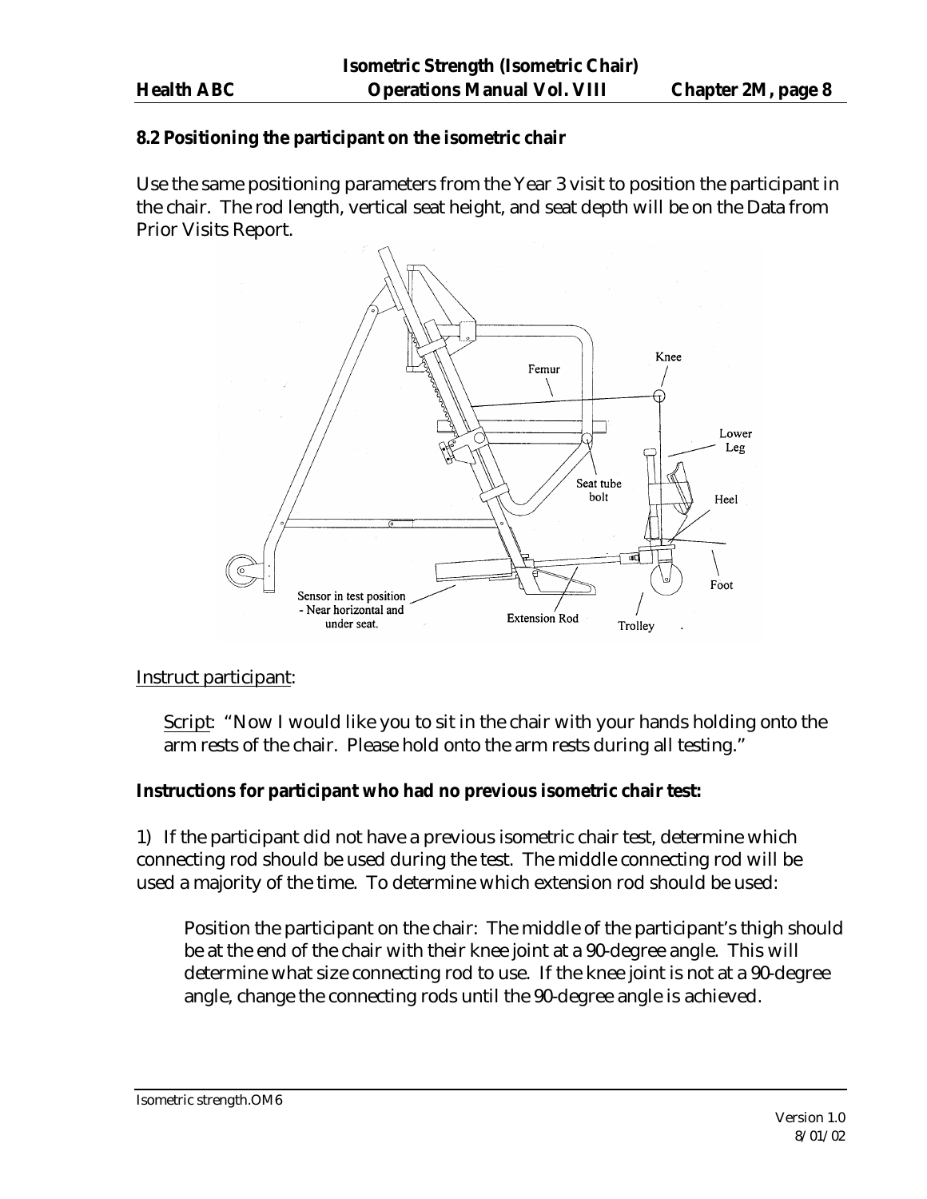### 8.2 Positioning the participant on the isometric chair

Use the same positioning parameters from the Year 3 visit to position the participant in the chair. The rod length, vertical seat height, and seat depth will be on the Data from Prior Visits Report.

Femur

Knee

Lower Leg

Seat tube bolt

Heel

Foot

Sensor in test position - Near horizontal and under seat.

Extension Rod

Trolley

<u>Instruct participant</u>:

<u>Script</u>: "Now I would like you to sit in the chair with your hands holding onto the arm rests of the chair. Please hold onto the arm rests during all testing."

**Instructions for participant who had no previous isometric chair test:**

1) If the participant did not have a previous isometric chair test, determine which connecting rod should be used during the test. The middle connecting rod will be used a majority of the time. To determine which extension rod should be used:

Position the participant on the chair: The middle of the participant's thigh should be at the end of the chair with their knee joint at a 90-degree angle. This will determine what size connecting rod to use. If the knee joint is not at a 90-degree angle, change the connecting rods until the 90-degree angle is achieved.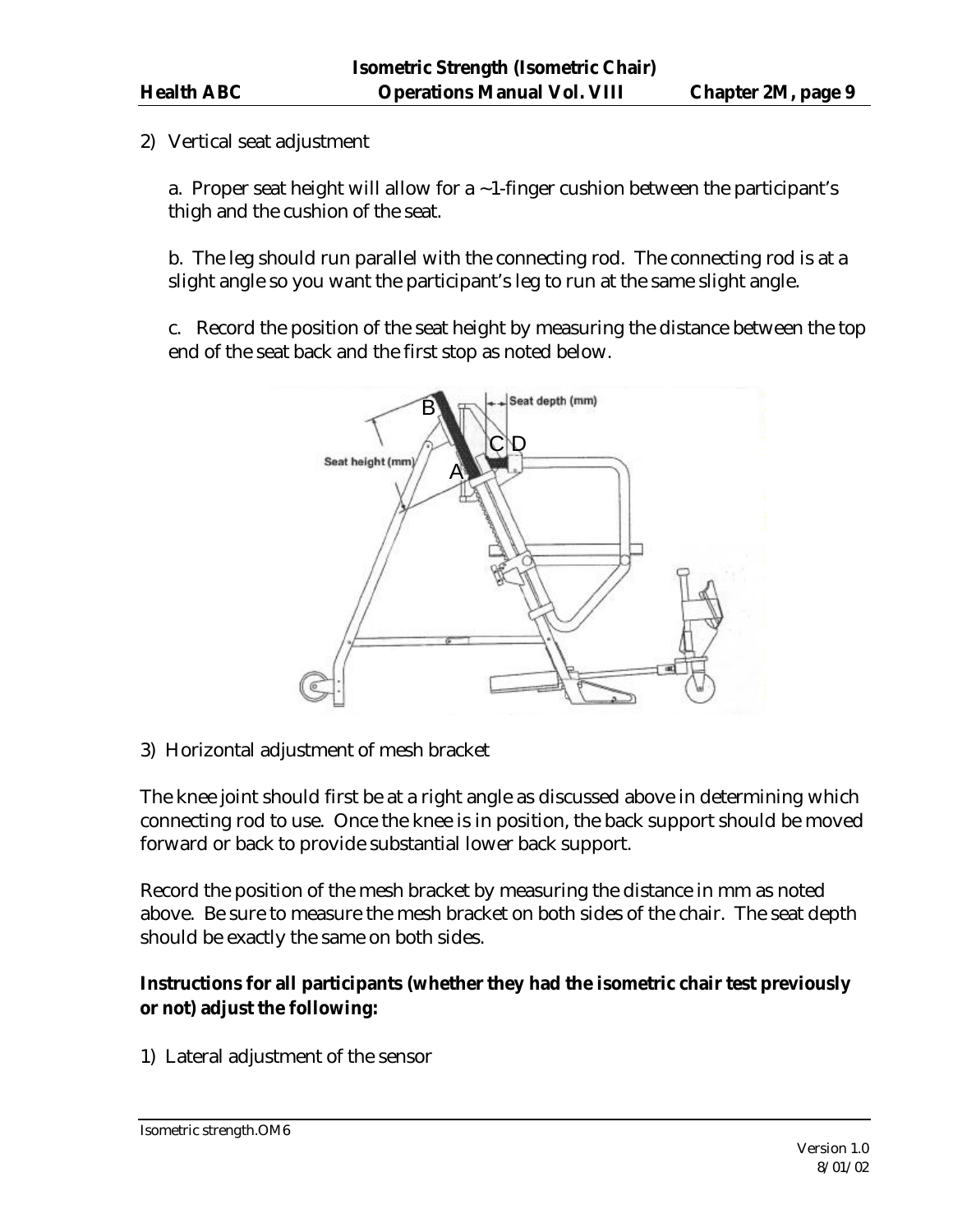2) Vertical seat adjustment

a. Proper seat height will allow for a ~1-finger cushion between the participant's thigh and the cushion of the seat.

b. The leg should run parallel with the connecting rod. The connecting rod is at a slight angle so you want the participant's leg to run at the same slight angle.

c. Record the position of the seat height by measuring the distance between the top end of the seat back and the first stop as noted below.

3) Horizontal adjustment of mesh bracket

The knee joint should first be at a right angle as discussed above in determining which connecting rod to use. Once the knee is in position, the back support should be moved forward or back to provide substantial lower back support.

Record the position of the mesh bracket by measuring the distance in mm as noted above. Be sure to measure the mesh bracket on both sides of the chair. The seat depth should be exactly the same on both sides.

**Instructions for all participants (whether they had the isometric chair test previously or not) adjust the following:**

1) Lateral adjustment of the sensor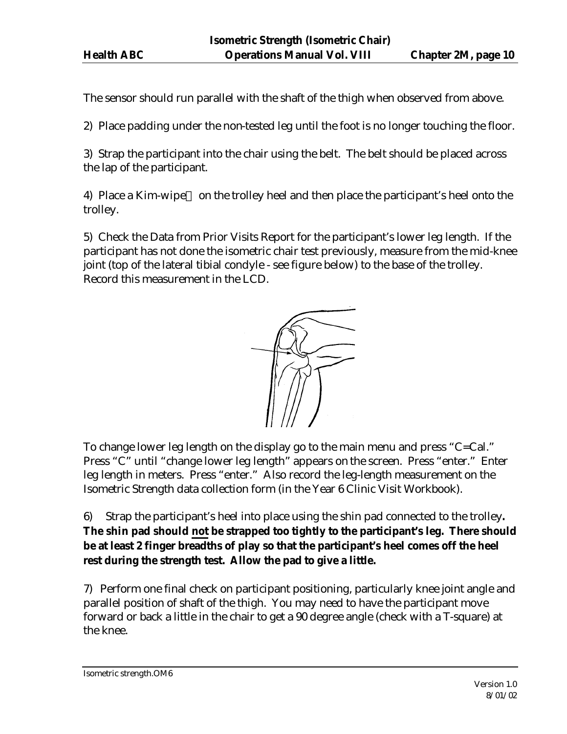The sensor should run parallel with the shaft of the thigh when observed from above.

2) Place padding under the non-tested leg until the foot is no longer touching the floor.

3) Strap the participant into the chair using the belt. The belt should be placed across the lap of the participant.

4) Place a Kim-wipe on the trolley heel and then place the participant's heel onto the trolley.

5) Check the Data from Prior Visits Report for the participant's lower leg length. If the participant has not done the isometric chair test previously, measure from the mid-knee joint (top of the lateral tibial condyle - see figure below) to the base of the trolley. Record this measurement in the LCD.

To change lower leg length on the display go to the main menu and press "C=Cal." Press "C" until "change lower leg length" appears on the screen. Press "enter." Enter leg length in meters. Press "enter." Also record the leg-length measurement on the Isometric Strength data collection form (in the Year 6 Clinic Visit Workbook).

6) Strap the participant's heel into place using the shin pad connected to the trolley**. The shin pad should <u>not</u> be strapped too tightly to the participant's leg. There should be at least 2 finger breadths of play so that the participant's heel comes off the heel rest during the strength test. Allow the pad to give a little.**

7) Perform one final check on participant positioning, particularly knee joint angle and parallel position of shaft of the thigh. You may need to have the participant move forward or back a little in the chair to get a 90 degree angle (check with a T-square) at the knee.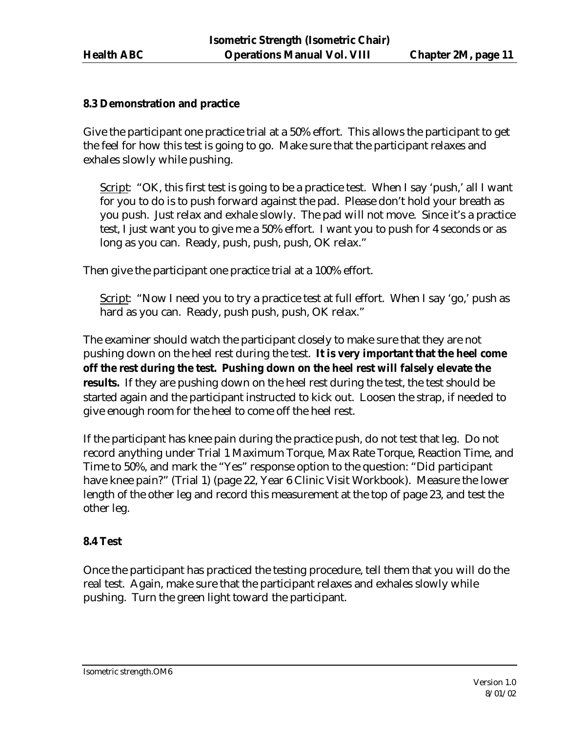### 8.3 Demonstration and practice

Give the participant one practice trial at a 50% effort. This allows the participant to get the feel for how this test is going to go. Make sure that the participant relaxes and exhales slowly while pushing.

> Script: "OK, this first test is going to be a practice test. When I say 'push,' all I want for you to do is to push forward against the pad. Please don't hold your breath as you push. Just relax and exhale slowly. The pad will not move. Since it's a practice test, I just want you to give me a 50% effort. I want you to push for 4 seconds or as long as you can. Ready, push, push, push, OK relax."

Then give the participant one practice trial at a 100% effort.

> Script: "Now I need you to try a practice test at full effort. When I say 'go,' push as hard as you can. Ready, push push, push, OK relax."

The examiner should watch the participant closely to make sure that they are not pushing down on the heel rest during the test. **It is very important that the heel come off the rest during the test. Pushing down on the heel rest will falsely elevate the results.** If they are pushing down on the heel rest during the test, the test should be started again and the participant instructed to kick out. Loosen the strap, if needed to give enough room for the heel to come off the heel rest.

If the participant has knee pain during the practice push, do not test that leg. Do not record anything under Trial 1 Maximum Torque, Max Rate Torque, Reaction Time, and Time to 50%, and mark the "Yes" response option to the question: "Did participant have knee pain?" (Trial 1) (page 22, Year 6 Clinic Visit Workbook). Measure the lower length of the other leg and record this measurement at the top of page 23, and test the other leg.

### 8.4 Test

Once the participant has practiced the testing procedure, tell them that you will do the real test. Again, make sure that the participant relaxes and exhales slowly while pushing. Turn the green light toward the participant.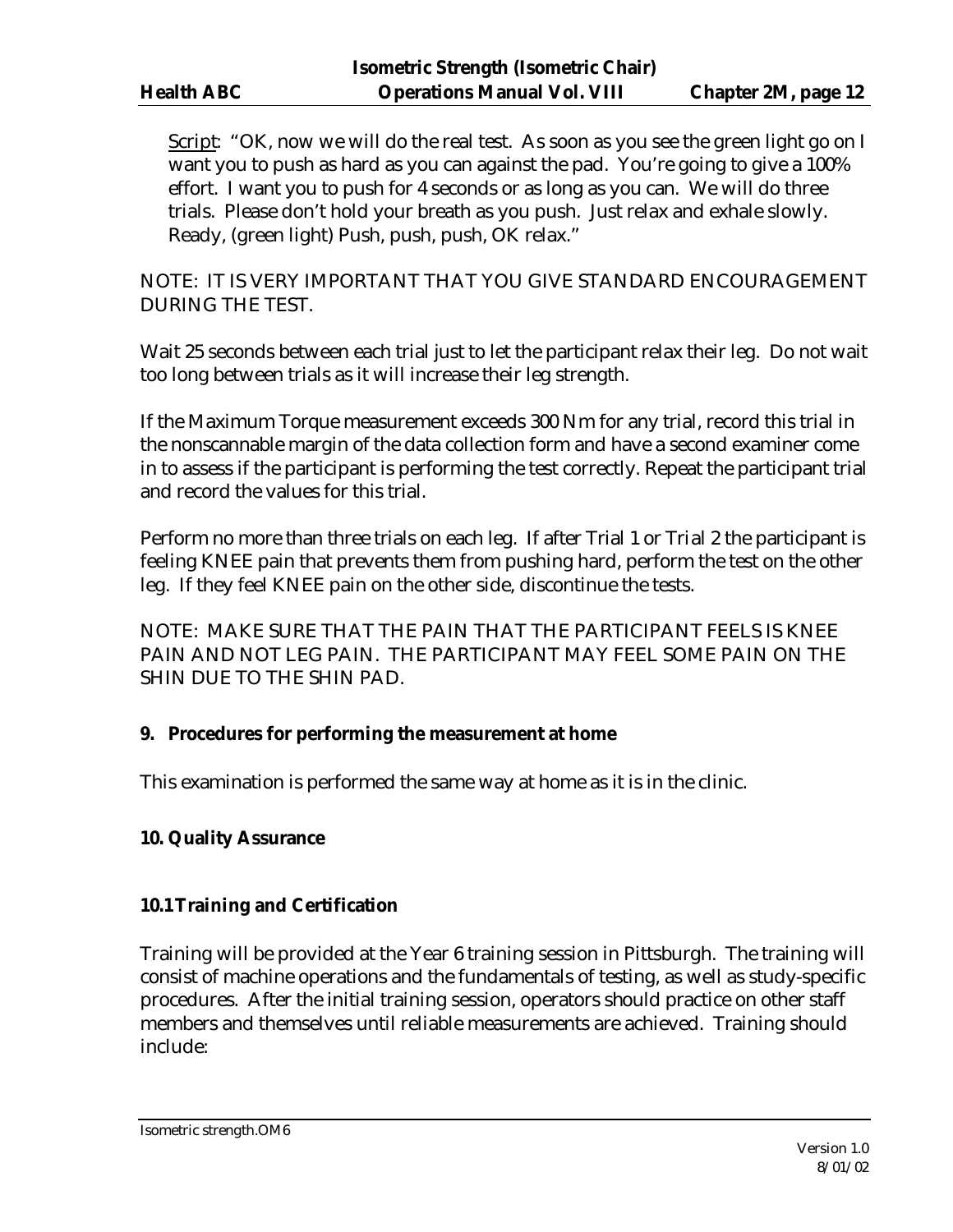Script: "OK, now we will do the real test. As soon as you see the green light go on I want you to push as hard as you can against the pad. You're going to give a 100% effort. I want you to push for 4 seconds or as long as you can. We will do three trials. Please don't hold your breath as you push. Just relax and exhale slowly. Ready, (green light) Push, push, push, OK relax."

NOTE: IT IS VERY IMPORTANT THAT YOU GIVE STANDARD ENCOURAGEMENT DURING THE TEST.

Wait 25 seconds between each trial just to let the participant relax their leg. Do not wait too long between trials as it will increase their leg strength.

If the Maximum Torque measurement exceeds 300 Nm for any trial, record this trial in the nonscannable margin of the data collection form and have a second examiner come in to assess if the participant is performing the test correctly. Repeat the participant trial and record the values for this trial.

Perform no more than three trials on each leg. If after Trial 1 or Trial 2 the participant is feeling KNEE pain that prevents them from pushing hard, perform the test on the other leg. If they feel KNEE pain on the other side, discontinue the tests.

NOTE: MAKE SURE THAT THE PAIN THAT THE PARTICIPANT FEELS IS KNEE PAIN AND NOT LEG PAIN. THE PARTICIPANT MAY FEEL SOME PAIN ON THE SHIN DUE TO THE SHIN PAD.

## 9. Procedures for performing the measurement at home

This examination is performed the same way at home as it is in the clinic.

## 10. Quality Assurance

### 10.1 Training and Certification

Training will be provided at the Year 6 training session in Pittsburgh. The training will consist of machine operations and the fundamentals of testing, as well as study-specific procedures. After the initial training session, operators should practice on other staff members and themselves until reliable measurements are achieved. Training should include: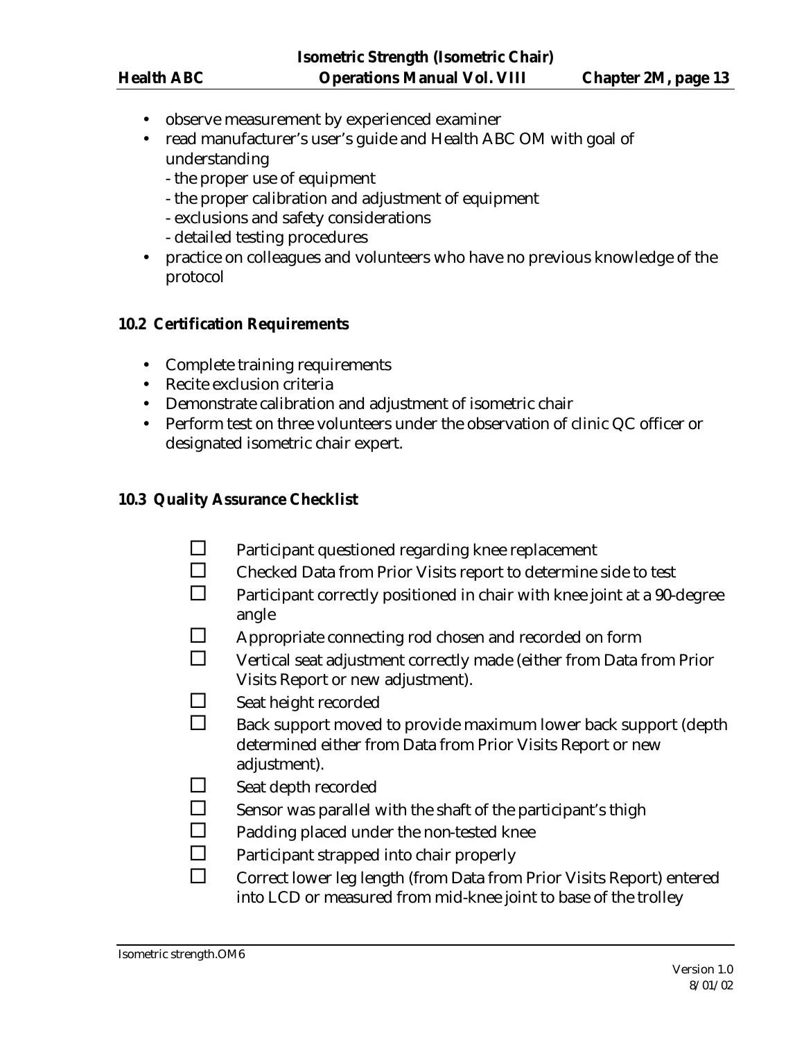- observe measurement by experienced examiner
- read manufacturer's user's guide and Health ABC OM with goal of understanding
  - the proper use of equipment
  - the proper calibration and adjustment of equipment
  - exclusions and safety considerations
  - detailed testing procedures
- practice on colleagues and volunteers who have no previous knowledge of the protocol

### 10.2 Certification Requirements

- Complete training requirements
- Recite exclusion criteria
- Demonstrate calibration and adjustment of isometric chair
- Perform test on three volunteers under the observation of clinic QC officer or designated isometric chair expert.

### 10.3 Quality Assurance Checklist

- ☐ Participant questioned regarding knee replacement
- ☐ Checked Data from Prior Visits report to determine side to test
- ☐ Participant correctly positioned in chair with knee joint at a 90-degree angle
- ☐ Appropriate connecting rod chosen and recorded on form
- ☐ Vertical seat adjustment correctly made (either from Data from Prior Visits Report or new adjustment).
- ☐ Seat height recorded
- ☐ Back support moved to provide maximum lower back support (depth determined either from Data from Prior Visits Report or new adjustment).
- ☐ Seat depth recorded
- ☐ Sensor was parallel with the shaft of the participant's thigh
- ☐ Padding placed under the non-tested knee
- ☐ Participant strapped into chair properly
- ☐ Correct lower leg length (from Data from Prior Visits Report) entered into LCD or measured from mid-knee joint to base of the trolley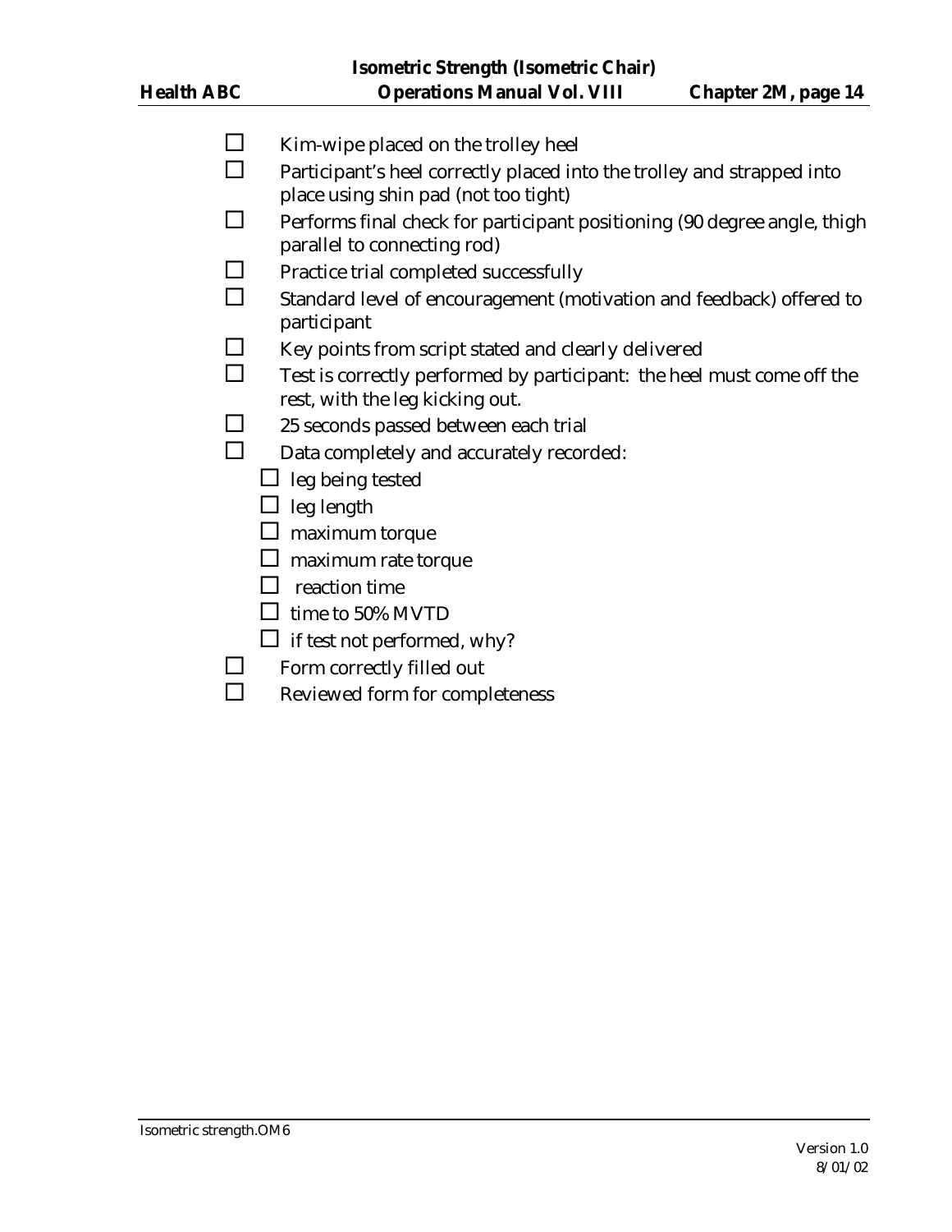- ☐ Kim-wipe placed on the trolley heel
- ☐ Participant's heel correctly placed into the trolley and strapped into place using shin pad (not too tight)
- ☐ Performs final check for participant positioning (90 degree angle, thigh parallel to connecting rod)
- ☐ Practice trial completed successfully
- ☐ Standard level of encouragement (motivation and feedback) offered to participant
- ☐ Key points from script stated and clearly delivered
- ☐ Test is correctly performed by participant: the heel must come off the rest, with the leg kicking out.
- ☐ 25 seconds passed between each trial
- ☐ Data completely and accurately recorded:
  - ☐ leg being tested
  - ☐ leg length
  - ☐ maximum torque
  - ☐ maximum rate torque
  - ☐ reaction time
  - ☐ time to 50% MVTD
  - ☐ if test not performed, why?
- ☐ Form correctly filled out
- ☐ Reviewed form for completeness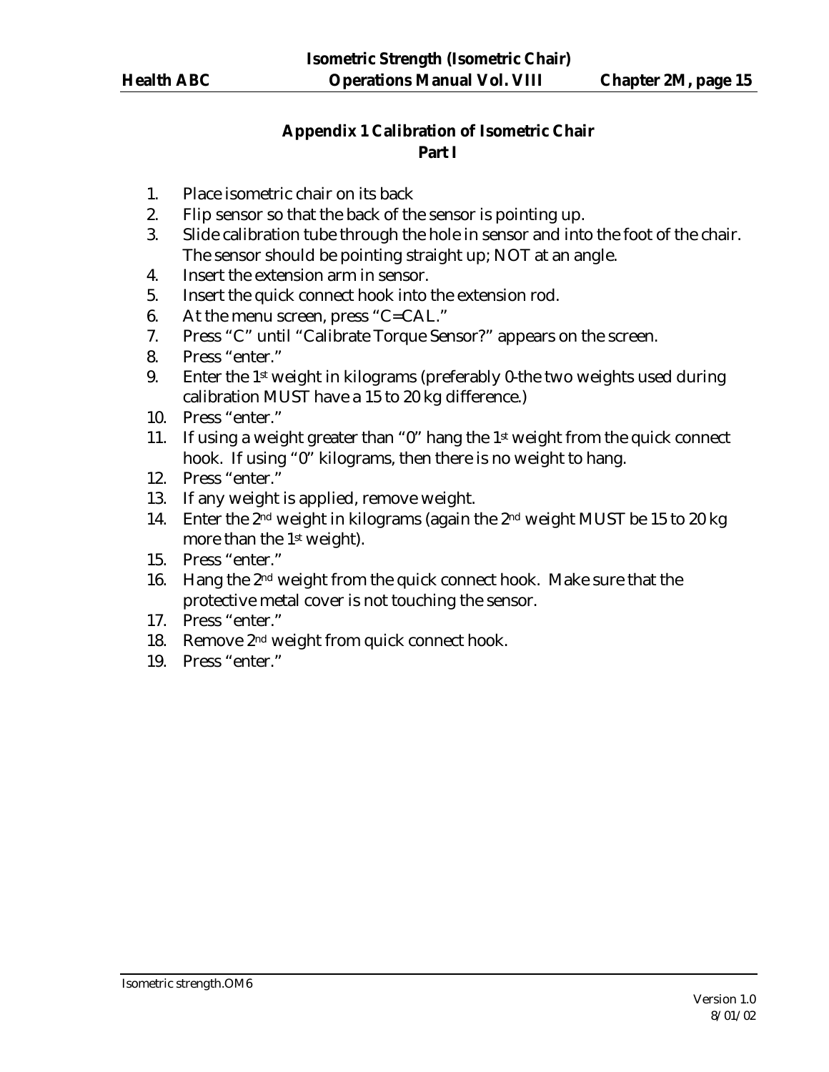## Appendix 1 Calibration of Isometric Chair
### Part I

1. Place isometric chair on its back
2. Flip sensor so that the back of the sensor is pointing up.
3. Slide calibration tube through the hole in sensor and into the foot of the chair. The sensor should be pointing straight up; NOT at an angle.
4. Insert the extension arm in sensor.
5. Insert the quick connect hook into the extension rod.
6. At the menu screen, press "C=CAL."
7. Press "C" until "Calibrate Torque Sensor?" appears on the screen.
8. Press "enter."
9. Enter the 1st weight in kilograms (preferably 0-the two weights used during calibration MUST have a 15 to 20 kg difference.)
10. Press "enter."
11. If using a weight greater than "0" hang the 1st weight from the quick connect hook. If using "0" kilograms, then there is no weight to hang.
12. Press "enter."
13. If any weight is applied, remove weight.
14. Enter the 2nd weight in kilograms (again the 2nd weight MUST be 15 to 20 kg more than the 1st weight).
15. Press "enter."
16. Hang the 2nd weight from the quick connect hook. Make sure that the protective metal cover is not touching the sensor.
17. Press "enter."
18. Remove 2nd weight from quick connect hook.
19. Press "enter."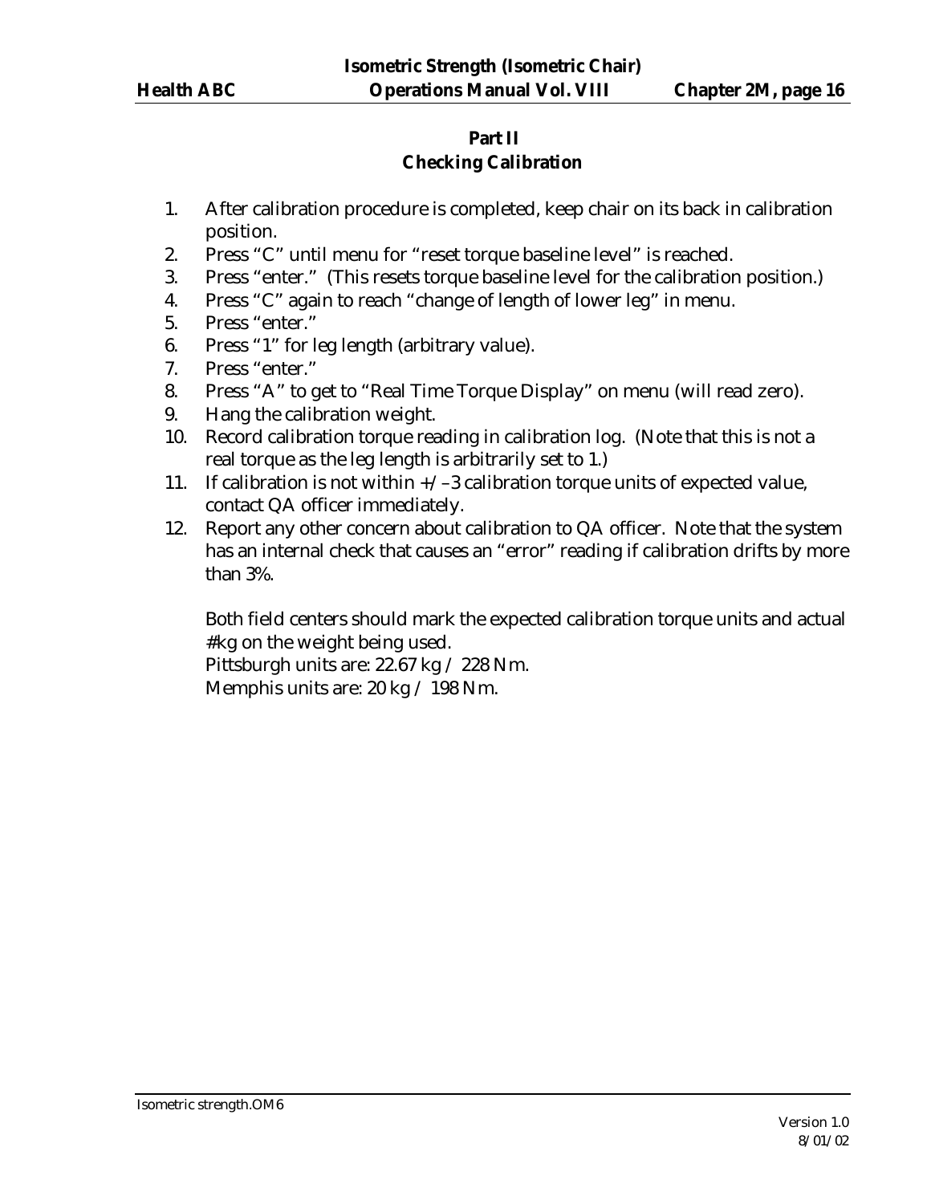## Part II
## Checking Calibration

1. After calibration procedure is completed, keep chair on its back in calibration position.
2. Press "C" until menu for "reset torque baseline level" is reached.
3. Press "enter." (This resets torque baseline level for the calibration position.)
4. Press "C" again to reach "change of length of lower leg" in menu.
5. Press "enter."
6. Press "1" for leg length (arbitrary value).
7. Press "enter."
8. Press "A" to get to "Real Time Torque Display" on menu (will read zero).
9. Hang the calibration weight.
10. Record calibration torque reading in calibration log. (Note that this is not a real torque as the leg length is arbitrarily set to 1.)
11. If calibration is not within +/–3 calibration torque units of expected value, contact QA officer immediately.
12. Report any other concern about calibration to QA officer. Note that the system has an internal check that causes an "error" reading if calibration drifts by more than 3%.

    Both field centers should mark the expected calibration torque units and actual #kg on the weight being used.
    Pittsburgh units are: 22.67 kg / 228 Nm.
    Memphis units are: 20 kg / 198 Nm.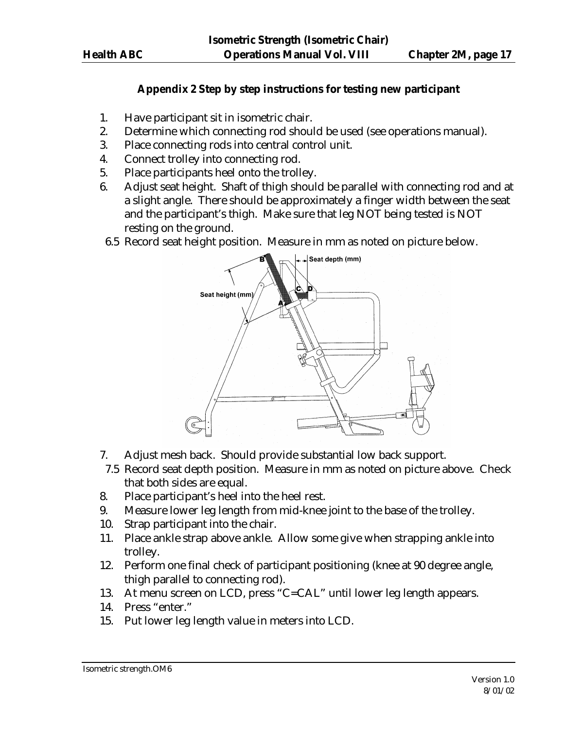## Appendix 2 Step by step instructions for testing new participant

1. Have participant sit in isometric chair.
2. Determine which connecting rod should be used (see operations manual).
3. Place connecting rods into central control unit.
4. Connect trolley into connecting rod.
5. Place participants heel onto the trolley.
6. Adjust seat height. Shaft of thigh should be parallel with connecting rod and at a slight angle. There should be approximately a finger width between the seat and the participant's thigh. Make sure that leg NOT being tested is NOT resting on the ground.

   6.5 Record seat height position. Measure in mm as noted on picture below.

7. Adjust mesh back. Should provide substantial low back support.

   7.5 Record seat depth position. Measure in mm as noted on picture above. Check that both sides are equal.

8. Place participant's heel into the heel rest.
9. Measure lower leg length from mid-knee joint to the base of the trolley.
10. Strap participant into the chair.
11. Place ankle strap above ankle. Allow some give when strapping ankle into trolley.
12. Perform one final check of participant positioning (knee at 90 degree angle, thigh parallel to connecting rod).
13. At menu screen on LCD, press "C=CAL" until lower leg length appears.
14. Press "enter."
15. Put lower leg length value in meters into LCD.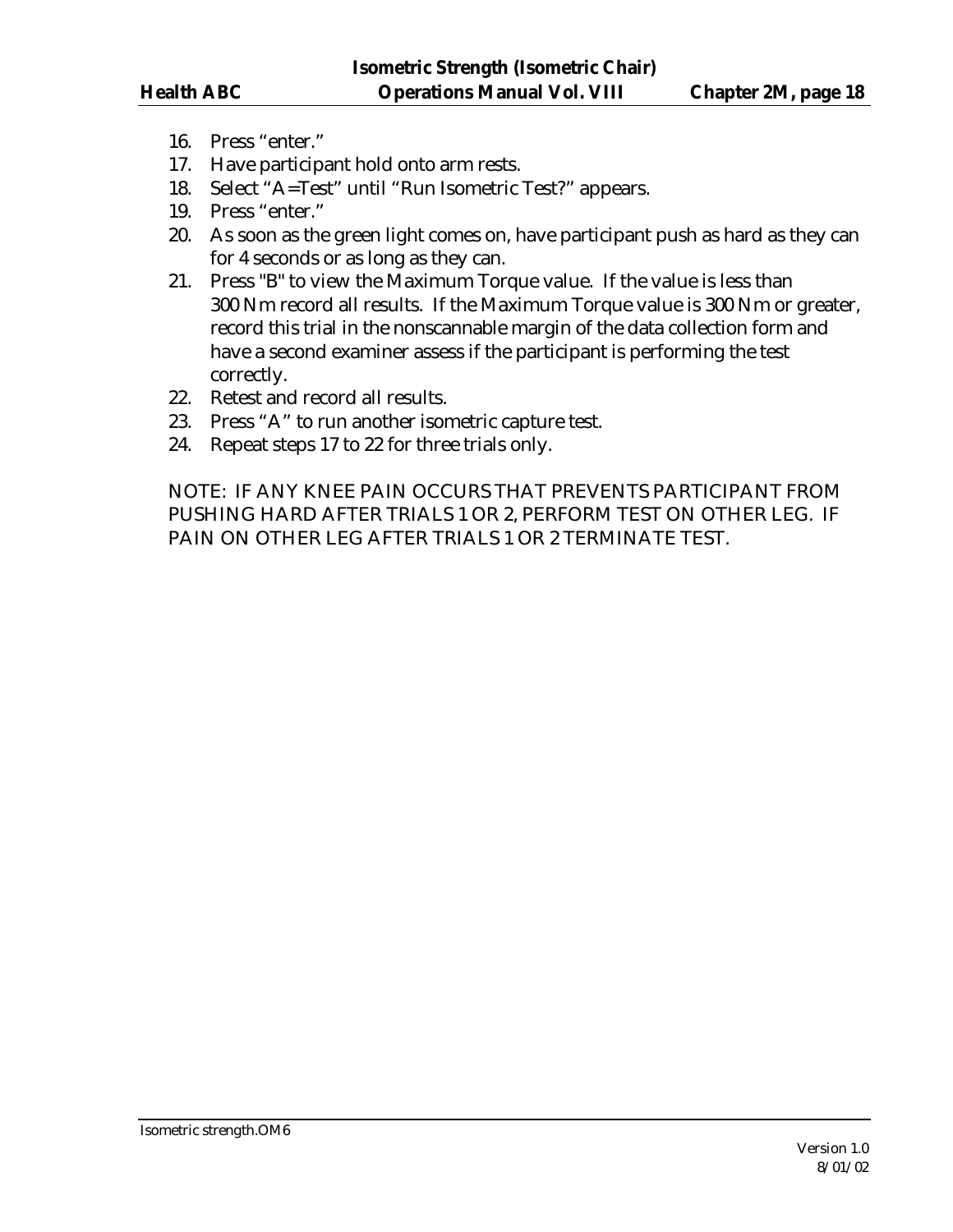16. Press “enter.”
17. Have participant hold onto arm rests.
18. Select “A=Test” until “Run Isometric Test?” appears.
19. Press “enter.”
20. As soon as the green light comes on, have participant push as hard as they can for 4 seconds or as long as they can.
21. Press "B" to view the Maximum Torque value. If the value is less than 300 Nm record all results. If the Maximum Torque value is 300 Nm or greater, record this trial in the nonscannable margin of the data collection form and have a second examiner assess if the participant is performing the test correctly.
22. Retest and record all results.
23. Press “A” to run another isometric capture test.
24. Repeat steps 17 to 22 for three trials only.

NOTE: IF ANY KNEE PAIN OCCURS THAT PREVENTS PARTICIPANT FROM PUSHING HARD AFTER TRIALS 1 OR 2, PERFORM TEST ON OTHER LEG. IF PAIN ON OTHER LEG AFTER TRIALS 1 OR 2 TERMINATE TEST.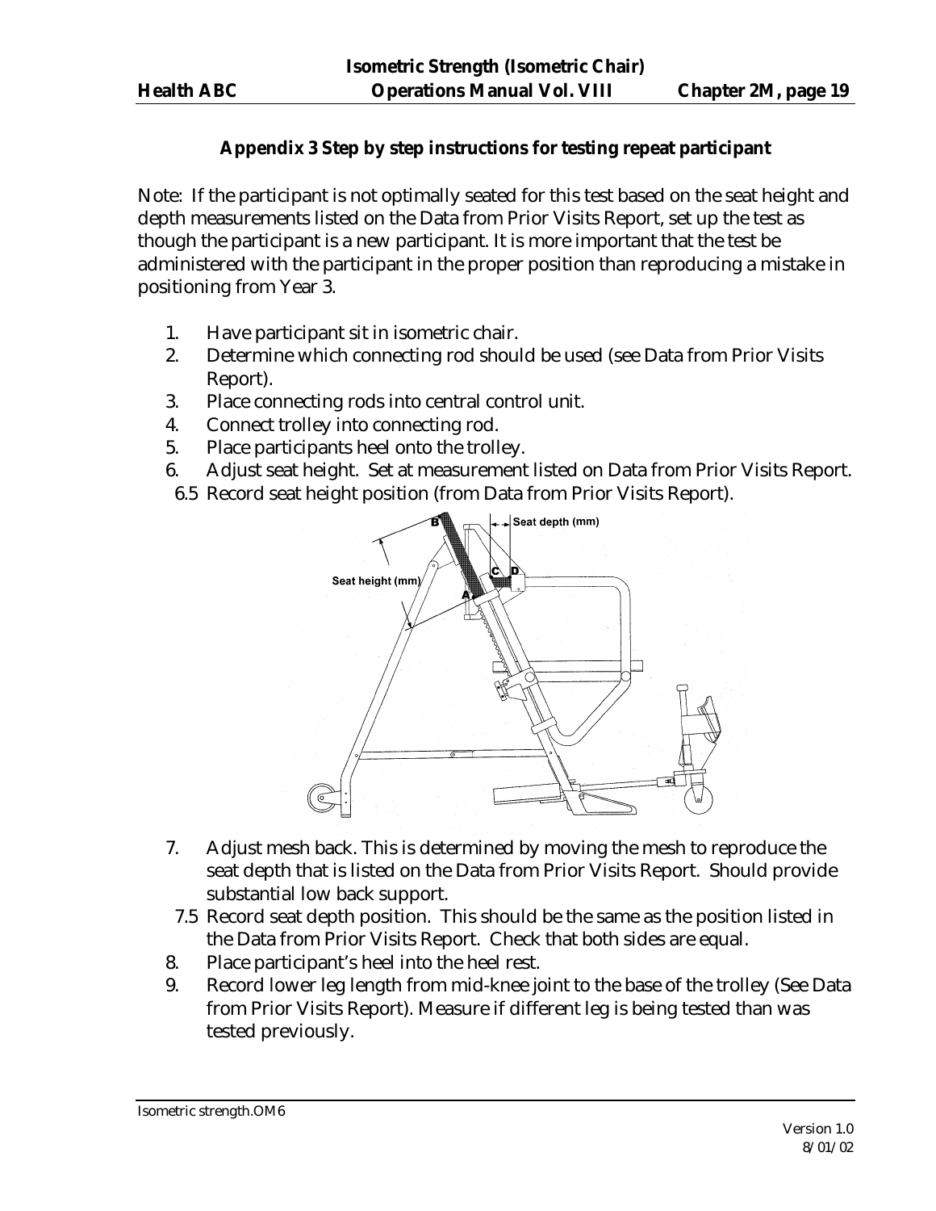## Appendix 3 Step by step instructions for testing repeat participant

Note: If the participant is not optimally seated for this test based on the seat height and depth measurements listed on the Data from Prior Visits Report, set up the test as though the participant is a new participant. It is more important that the test be administered with the participant in the proper position than reproducing a mistake in positioning from Year 3.

1. Have participant sit in isometric chair.
2. Determine which connecting rod should be used (see Data from Prior Visits Report).
3. Place connecting rods into central control unit.
4. Connect trolley into connecting rod.
5. Place participants heel onto the trolley.
6. Adjust seat height. Set at measurement listed on Data from Prior Visits Report.

   6.5 Record seat height position (from Data from Prior Visits Report).

7. Adjust mesh back. This is determined by moving the mesh to reproduce the seat depth that is listed on the Data from Prior Visits Report. Should provide substantial low back support.

   7.5 Record seat depth position. This should be the same as the position listed in the Data from Prior Visits Report. Check that both sides are equal.

8. Place participant's heel into the heel rest.
9. Record lower leg length from mid-knee joint to the base of the trolley (See Data from Prior Visits Report). Measure if different leg is being tested than was tested previously.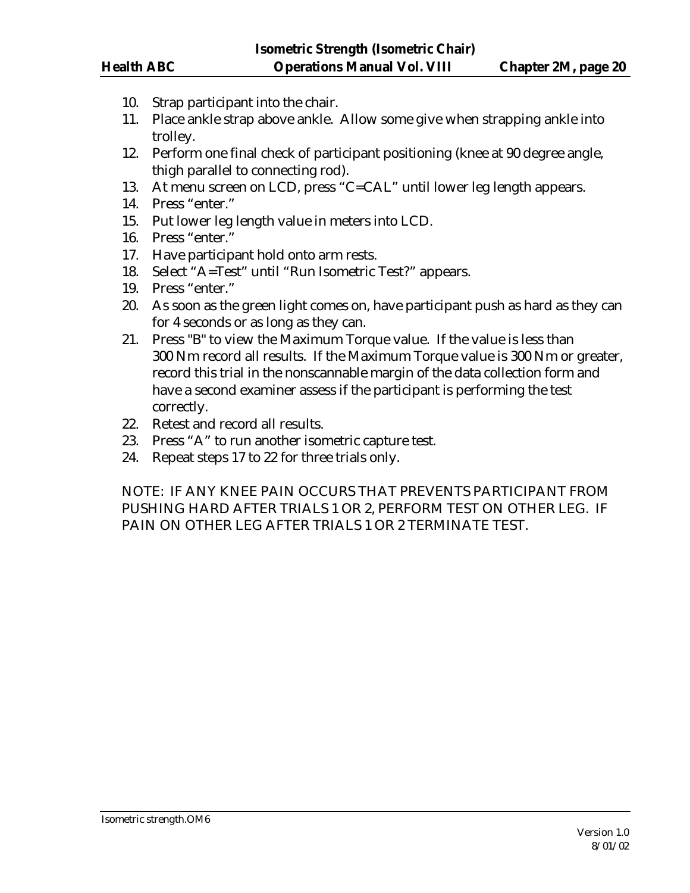10. Strap participant into the chair.
11. Place ankle strap above ankle. Allow some give when strapping ankle into trolley.
12. Perform one final check of participant positioning (knee at 90 degree angle, thigh parallel to connecting rod).
13. At menu screen on LCD, press “C=CAL” until lower leg length appears.
14. Press “enter.”
15. Put lower leg length value in meters into LCD.
16. Press “enter.”
17. Have participant hold onto arm rests.
18. Select “A=Test” until “Run Isometric Test?” appears.
19. Press “enter.”
20. As soon as the green light comes on, have participant push as hard as they can for 4 seconds or as long as they can.
21. Press "B" to view the Maximum Torque value. If the value is less than 300 Nm record all results. If the Maximum Torque value is 300 Nm or greater, record this trial in the nonscannable margin of the data collection form and have a second examiner assess if the participant is performing the test correctly.
22. Retest and record all results.
23. Press “A” to run another isometric capture test.
24. Repeat steps 17 to 22 for three trials only.

NOTE: IF ANY KNEE PAIN OCCURS THAT PREVENTS PARTICIPANT FROM PUSHING HARD AFTER TRIALS 1 OR 2, PERFORM TEST ON OTHER LEG. IF PAIN ON OTHER LEG AFTER TRIALS 1 OR 2 TERMINATE TEST.